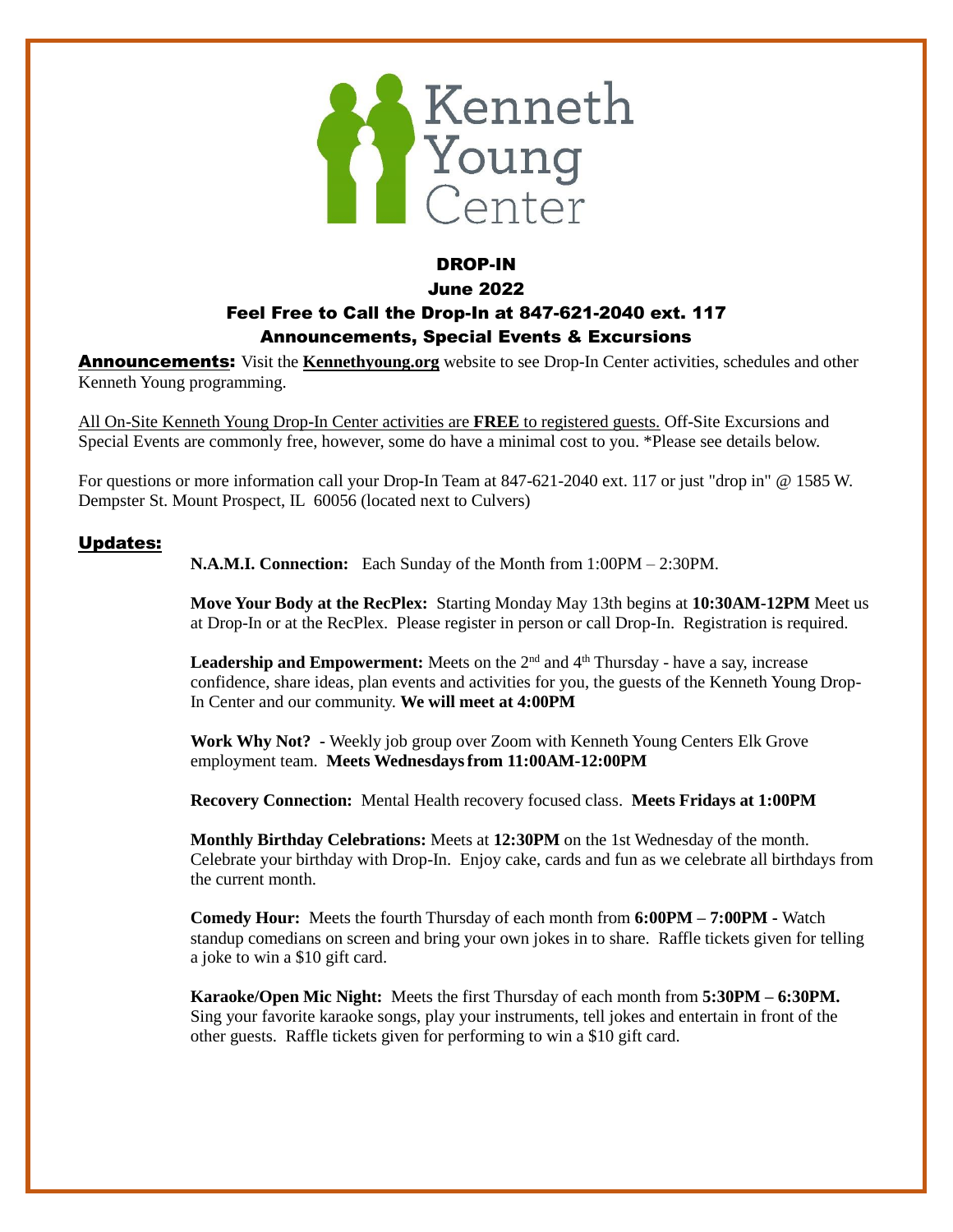Kenneth Young Center

# DROP-IN

## June 2022

## Feel Free to Call the Drop-In at 847-621-2040 ext. 117

## Announcements, Special Events & Excursions

**Announcements:** Visit the **Kennethyoung.org** website to see Drop-In Center activities, schedules and other Kenneth Young programming.

All On-Site Kenneth Young Drop-In Center activities are **FREE** to registered guests. Off-Site Excursions and Special Events are commonly free, however, some do have a minimal cost to you. *Please see details below.

For questions or more information call your Drop-In Team at 847-621-2040 ext. 117 or just "drop in" @ 1585 W. Dempster St. Mount Prospect, IL 60056 (located next to Culvers)

## Updates:

**N.A.M.I. Connection:** Each Sunday of the Month from 1:00PM – 2:30PM.

**Move Your Body at the RecPlex:** Starting Monday May 13th begins at **10:30AM-12PM** Meet us at Drop-In or at the RecPlex. Please register in person or call Drop-In. Registration is required.

**Leadership and Empowerment:** Meets on the 2nd and 4th Thursday - have a say, increase confidence, share ideas, plan events and activities for you, the guests of the Kenneth Young Drop-In Center and our community. **We will meet at 4:00PM**

**Work Why Not?** - Weekly job group over Zoom with Kenneth Young Centers Elk Grove employment team. **Meets Wednesdays from 11:00AM-12:00PM**

**Recovery Connection:** Mental Health recovery focused class. **Meets Fridays at 1:00PM**

**Monthly Birthday Celebrations:** Meets at **12:30PM** on the 1st Wednesday of the month. Celebrate your birthday with Drop-In. Enjoy cake, cards and fun as we celebrate all birthdays from the current month.

**Comedy Hour:** Meets the fourth Thursday of each month from **6:00PM – 7:00PM -** Watch standup comedians on screen and bring your own jokes in to share. Raffle tickets given for telling a joke to win a $10 gift card.

**Karaoke/Open Mic Night:** Meets the first Thursday of each month from **5:30PM – 6:30PM.** Sing your favorite karaoke songs, play your instruments, tell jokes and entertain in front of the other guests. Raffle tickets given for performing to win a $10 gift card.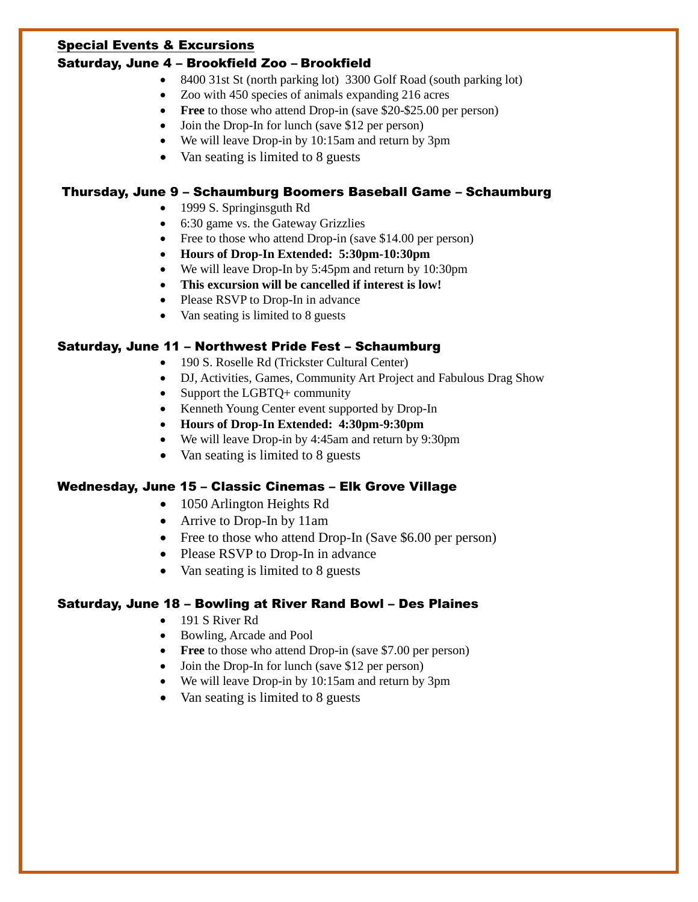## Special Events & Excursions

### Saturday, June 4 – Brookfield Zoo – Brookfield

- 8400 31st St (north parking lot)  3300 Golf Road (south parking lot)
- Zoo with 450 species of animals expanding 216 acres
- **Free** to those who attend Drop-in (save $20-$25.00 per person)
- Join the Drop-In for lunch (save $12 per person)
- We will leave Drop-in by 10:15am and return by 3pm
- Van seating is limited to 8 guests

### Thursday, June 9 – Schaumburg Boomers Baseball Game – Schaumburg

- 1999 S. Springinsguth Rd
- 6:30 game vs. the Gateway Grizzlies
- Free to those who attend Drop-in (save $14.00 per person)
- **Hours of Drop-In Extended:  5:30pm-10:30pm**
- We will leave Drop-In by 5:45pm and return by 10:30pm
- **This excursion will be cancelled if interest is low!**
- Please RSVP to Drop-In in advance
- Van seating is limited to 8 guests

### Saturday, June 11 – Northwest Pride Fest – Schaumburg

- 190 S. Roselle Rd (Trickster Cultural Center)
- DJ, Activities, Games, Community Art Project and Fabulous Drag Show
- Support the LGBTQ+ community
- Kenneth Young Center event supported by Drop-In
- **Hours of Drop-In Extended:  4:30pm-9:30pm**
- We will leave Drop-in by 4:45am and return by 9:30pm
- Van seating is limited to 8 guests

### Wednesday, June 15 – Classic Cinemas – Elk Grove Village

- 1050 Arlington Heights Rd
- Arrive to Drop-In by 11am
- Free to those who attend Drop-In (Save $6.00 per person)
- Please RSVP to Drop-In in advance
- Van seating is limited to 8 guests

### Saturday, June 18 – Bowling at River Rand Bowl – Des Plaines

- 191 S River Rd
- Bowling, Arcade and Pool
- **Free** to those who attend Drop-in (save $7.00 per person)
- Join the Drop-In for lunch (save $12 per person)
- We will leave Drop-in by 10:15am and return by 3pm
- Van seating is limited to 8 guests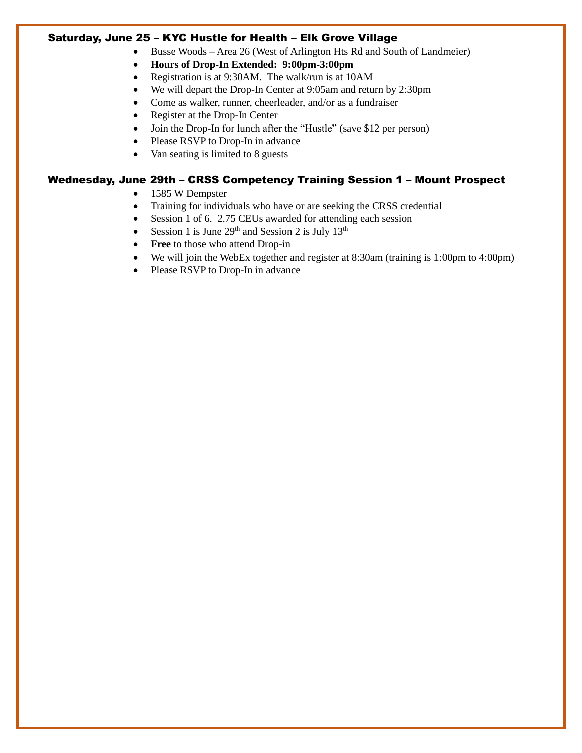### Saturday, June 25 – KYC Hustle for Health – Elk Grove Village

- Busse Woods – Area 26 (West of Arlington Hts Rd and South of Landmeier)
- **Hours of Drop-In Extended: 9:00pm-3:00pm**
- Registration is at 9:30AM. The walk/run is at 10AM
- We will depart the Drop-In Center at 9:05am and return by 2:30pm
- Come as walker, runner, cheerleader, and/or as a fundraiser
- Register at the Drop-In Center
- Join the Drop-In for lunch after the "Hustle" (save $12 per person)
- Please RSVP to Drop-In in advance
- Van seating is limited to 8 guests

### Wednesday, June 29th – CRSS Competency Training Session 1 – Mount Prospect

- 1585 W Dempster
- Training for individuals who have or are seeking the CRSS credential
- Session 1 of 6. 2.75 CEUs awarded for attending each session
- Session 1 is June 29th and Session 2 is July 13th
- **Free** to those who attend Drop-in
- We will join the WebEx together and register at 8:30am (training is 1:00pm to 4:00pm)
- Please RSVP to Drop-In in advance